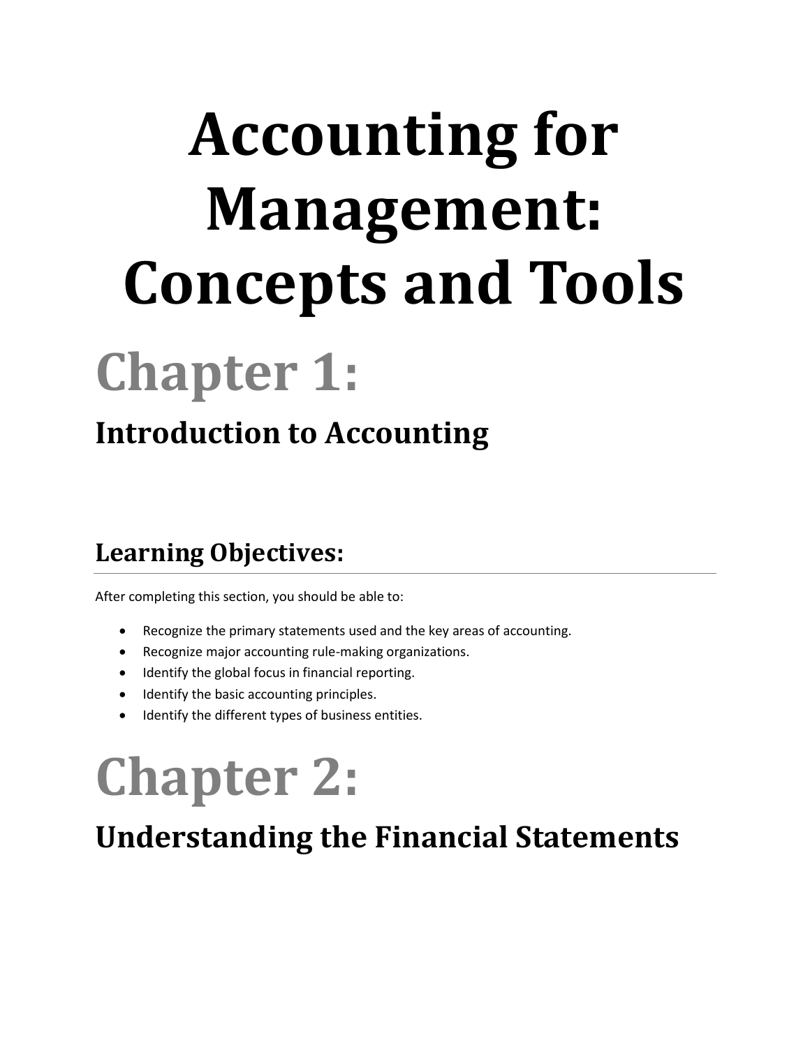# Accounting for Management: Concepts and Tools

# Chapter 1:

## Introduction to Accounting

### Learning Objectives:

After completing this section, you should be able to:

- Recognize the primary statements used and the key areas of accounting.
- Recognize major accounting rule-making organizations.
- Identify the global focus in financial reporting.
- Identify the basic accounting principles.
- Identify the different types of business entities.

# Chapter 2:

## Understanding the Financial Statements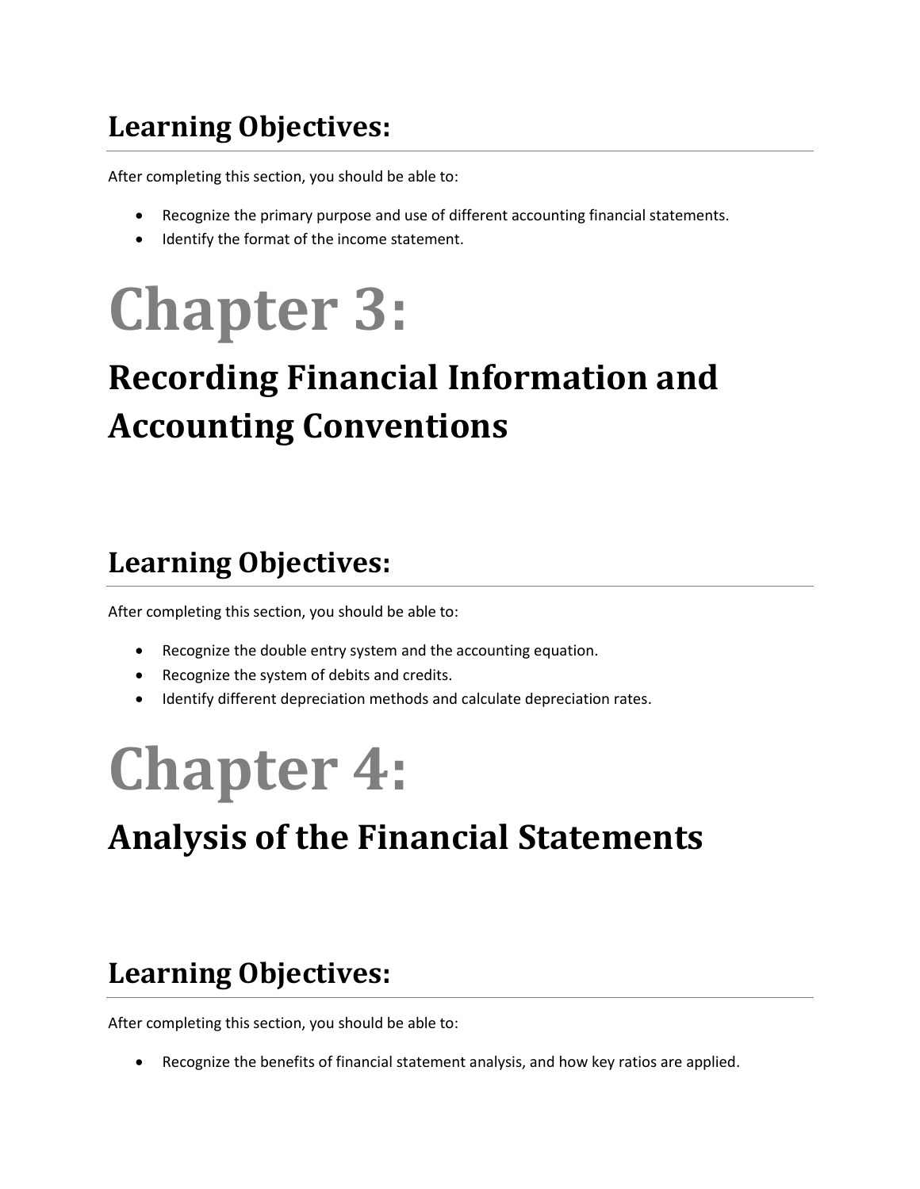## Learning Objectives:

After completing this section, you should be able to:

- Recognize the primary purpose and use of different accounting financial statements.
- Identify the format of the income statement.

# Chapter 3:

## Recording Financial Information and Accounting Conventions

## Learning Objectives:

After completing this section, you should be able to:

- Recognize the double entry system and the accounting equation.
- Recognize the system of debits and credits.
- Identify different depreciation methods and calculate depreciation rates.

# Chapter 4:

## Analysis of the Financial Statements

## Learning Objectives:

After completing this section, you should be able to:

- Recognize the benefits of financial statement analysis, and how key ratios are applied.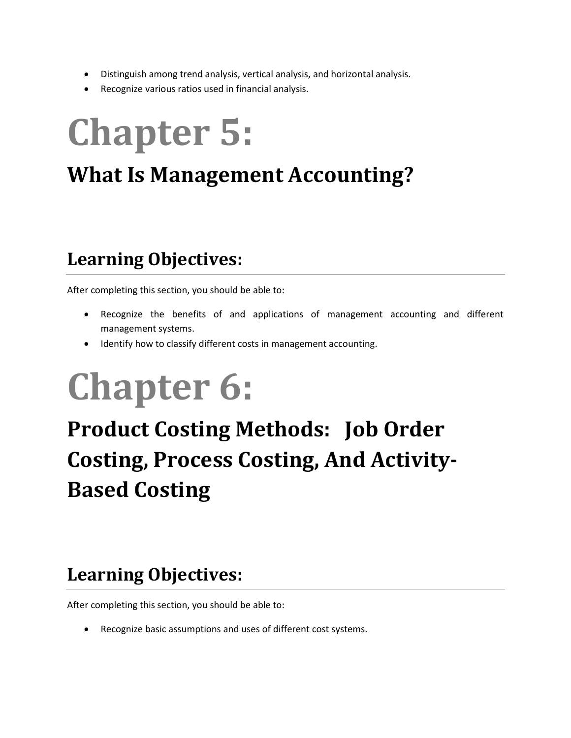- Distinguish among trend analysis, vertical analysis, and horizontal analysis.
- Recognize various ratios used in financial analysis.

# Chapter 5:

## What Is Management Accounting?

## Learning Objectives:

After completing this section, you should be able to:

- Recognize the benefits of and applications of management accounting and different management systems.
- Identify how to classify different costs in management accounting.

# Chapter 6:

## Product Costing Methods: Job Order Costing, Process Costing, And Activity-Based Costing

## Learning Objectives:

After completing this section, you should be able to:

- Recognize basic assumptions and uses of different cost systems.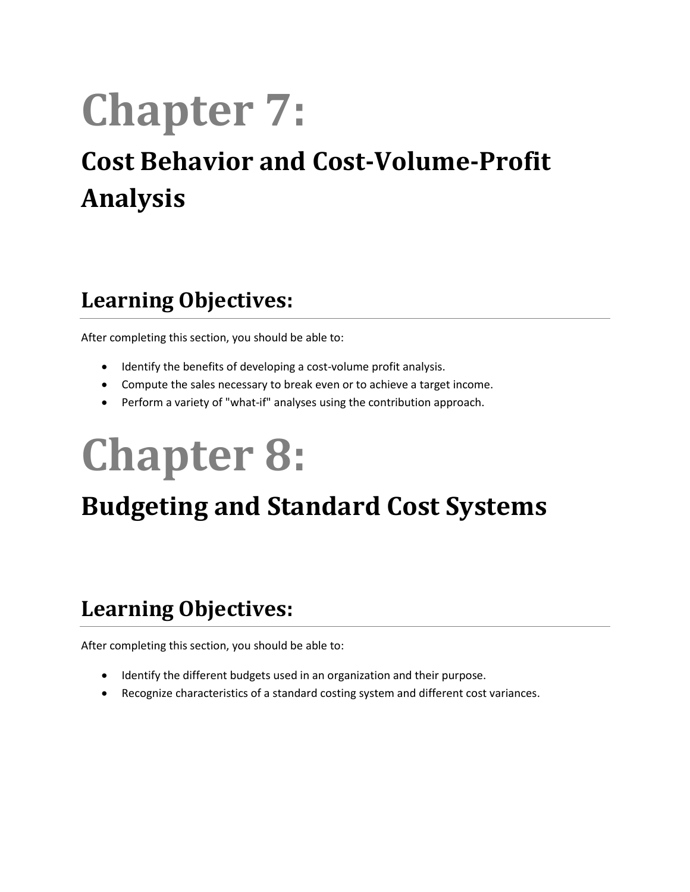# Chapter 7:

## Cost Behavior and Cost-Volume-Profit Analysis

## Learning Objectives:

After completing this section, you should be able to:

- Identify the benefits of developing a cost-volume profit analysis.
- Compute the sales necessary to break even or to achieve a target income.
- Perform a variety of "what-if" analyses using the contribution approach.

# Chapter 8:

## Budgeting and Standard Cost Systems

## Learning Objectives:

After completing this section, you should be able to:

- Identify the different budgets used in an organization and their purpose.
- Recognize characteristics of a standard costing system and different cost variances.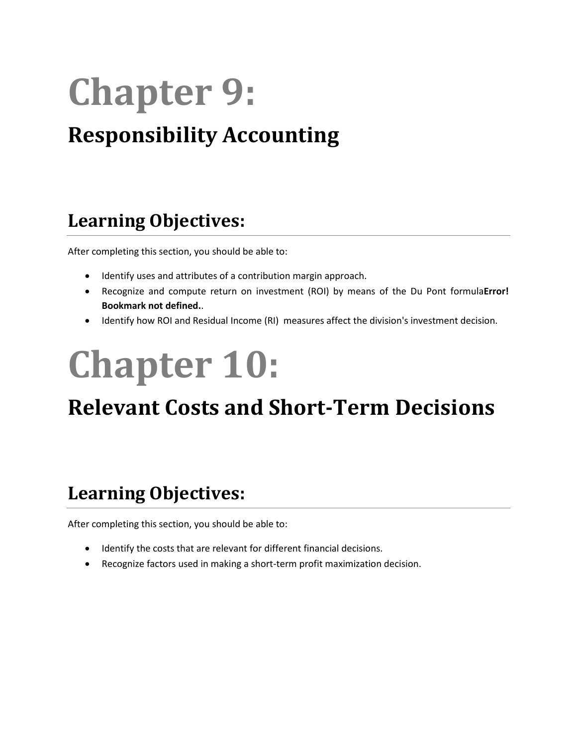# Chapter 9:

## Responsibility Accounting

## Learning Objectives:

After completing this section, you should be able to:

- Identify uses and attributes of a contribution margin approach.
- Recognize and compute return on investment (ROI) by means of the Du Pont formula**Error! Bookmark not defined.**.
- Identify how ROI and Residual Income (RI) measures affect the division's investment decision.

# Chapter 10:

## Relevant Costs and Short-Term Decisions

## Learning Objectives:

After completing this section, you should be able to:

- Identify the costs that are relevant for different financial decisions.
- Recognize factors used in making a short-term profit maximization decision.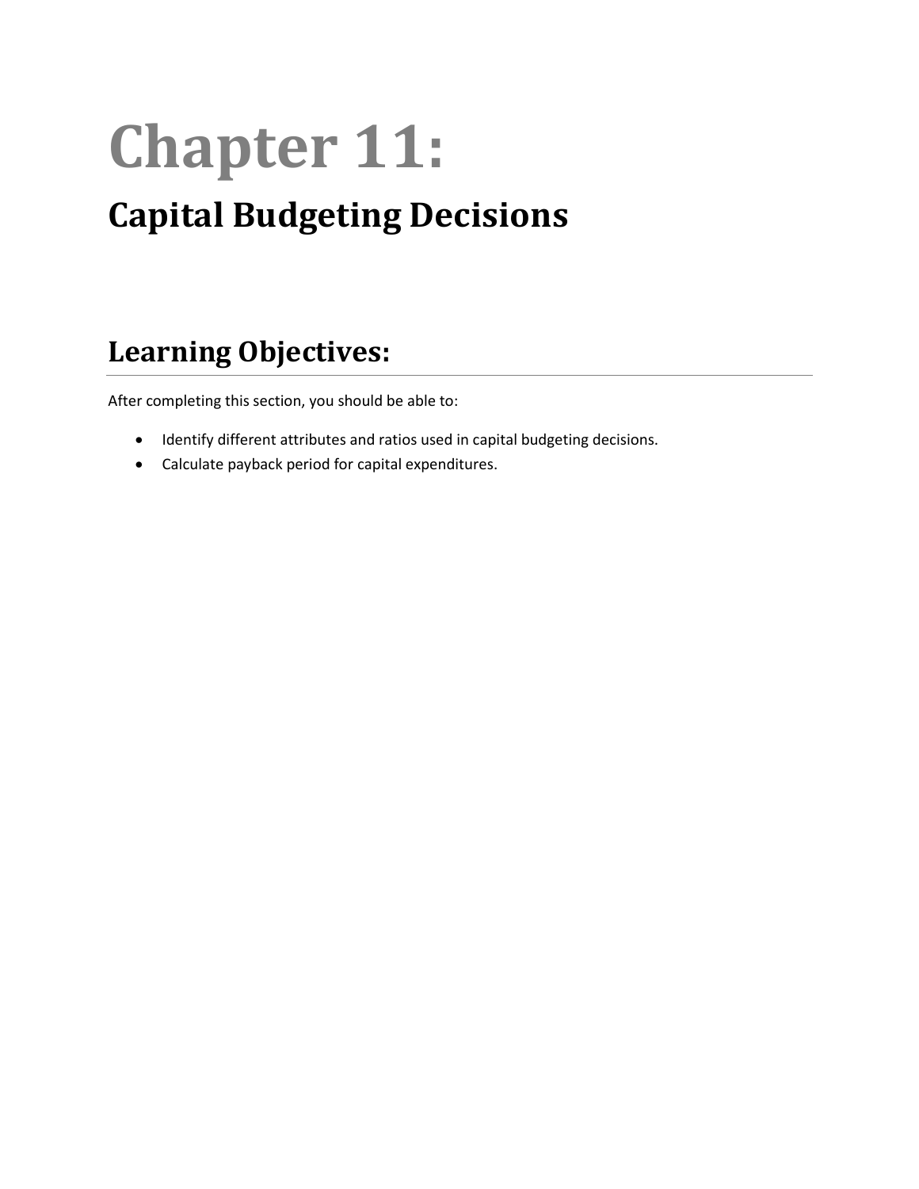# Chapter 11:

## Capital Budgeting Decisions

## Learning Objectives:

After completing this section, you should be able to:

- Identify different attributes and ratios used in capital budgeting decisions.
- Calculate payback period for capital expenditures.